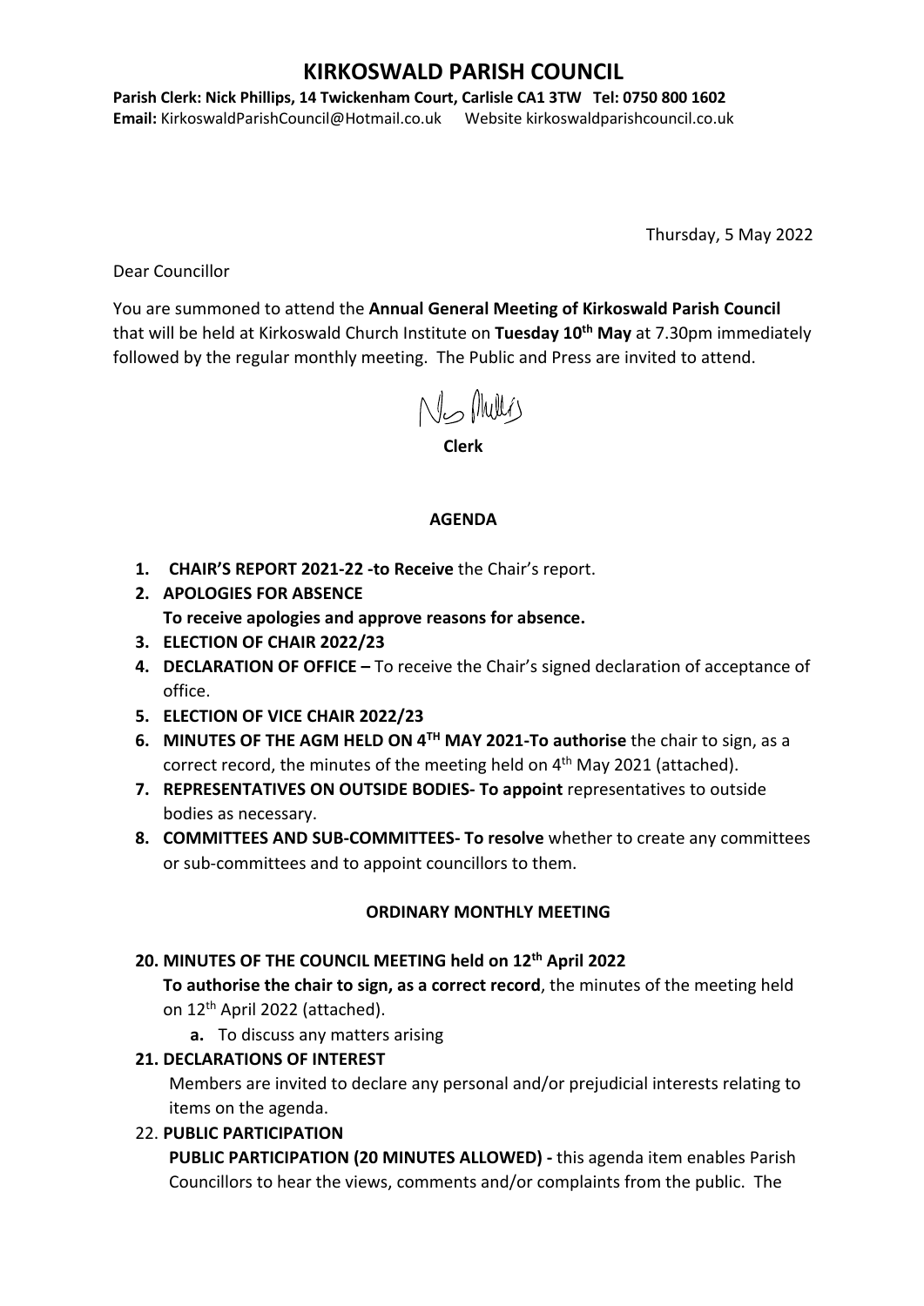# KIRKOSWALD PARISH COUNCIL

**Parish Clerk: Nick Phillips, 14 Twickenham Court, Carlisle CA1 3TW Tel: 0750 800 1602**
**Email:** KirkoswaldParishCouncil@Hotmail.co.uk Website kirkoswaldparishcouncil.co.uk

Thursday, 5 May 2022

Dear Councillor

You are summoned to attend the **Annual General Meeting of Kirkoswald Parish Council** that will be held at Kirkoswald Church Institute on **Tuesday 10th May** at 7.30pm immediately followed by the regular monthly meeting. The Public and Press are invited to attend.

**Clerk**

## AGENDA

1. **CHAIR'S REPORT 2021-22 -to Receive** the Chair's report.
2. **APOLOGIES FOR ABSENCE**
   **To receive apologies and approve reasons for absence.**
3. **ELECTION OF CHAIR 2022/23**
4. **DECLARATION OF OFFICE –** To receive the Chair's signed declaration of acceptance of office.
5. **ELECTION OF VICE CHAIR 2022/23**
6. **MINUTES OF THE AGM HELD ON 4TH MAY 2021-To authorise** the chair to sign, as a correct record, the minutes of the meeting held on 4th May 2021 (attached).
7. **REPRESENTATIVES ON OUTSIDE BODIES- To appoint** representatives to outside bodies as necessary.
8. **COMMITTEES AND SUB-COMMITTEES- To resolve** whether to create any committees or sub-committees and to appoint councillors to them.

## ORDINARY MONTHLY MEETING

20. **MINUTES OF THE COUNCIL MEETING held on 12th April 2022**
    **To authorise the chair to sign, as a correct record**, the minutes of the meeting held on 12th April 2022 (attached).
    a. To discuss any matters arising
21. **DECLARATIONS OF INTEREST**
    Members are invited to declare any personal and/or prejudicial interests relating to items on the agenda.
22. **PUBLIC PARTICIPATION**
    **PUBLIC PARTICIPATION (20 MINUTES ALLOWED) -** this agenda item enables Parish Councillors to hear the views, comments and/or complaints from the public. The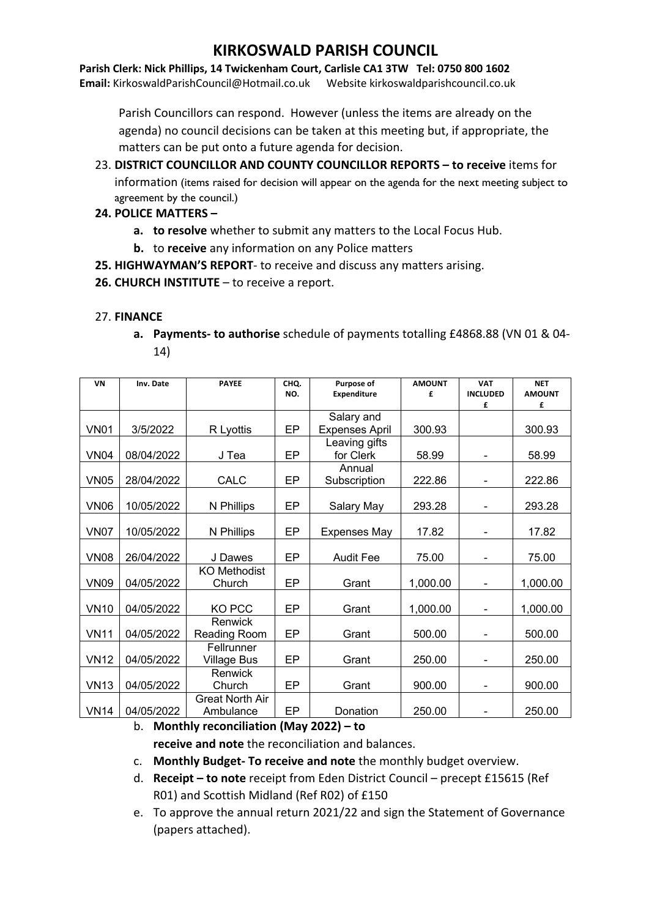# KIRKOSWALD PARISH COUNCIL

**Parish Clerk: Nick Phillips, 14 Twickenham Court, Carlisle CA1 3TW Tel: 0750 800 1602**
**Email:** KirkoswaldParishCouncil@Hotmail.co.uk Website kirkoswaldparishcouncil.co.uk

Parish Councillors can respond. However (unless the items are already on the agenda) no council decisions can be taken at this meeting but, if appropriate, the matters can be put onto a future agenda for decision.

23. **DISTRICT COUNCILLOR AND COUNTY COUNCILLOR REPORTS – to receive** items for information (items raised for decision will appear on the agenda for the next meeting subject to agreement by the council.)

**24. POLICE MATTERS –**

- **a. to resolve** whether to submit any matters to the Local Focus Hub.
- **b.** to **receive** any information on any Police matters

**25. HIGHWAYMAN'S REPORT**- to receive and discuss any matters arising.

**26. CHURCH INSTITUTE** – to receive a report.

27. **FINANCE**

- **a. Payments- to authorise** schedule of payments totalling £4868.88 (VN 01 & 04-14)

| VN | Inv. Date | PAYEE | CHQ. NO. | Purpose of Expenditure | AMOUNT £ | VAT INCLUDED £ | NET AMOUNT £ |
|---|---|---|---|---|---|---|---|
| VN01 | 3/5/2022 | R Lyottis | EP | Salary and Expenses April | 300.93 | | 300.93 |
| VN04 | 08/04/2022 | J Tea | EP | Leaving gifts for Clerk | 58.99 | - | 58.99 |
| VN05 | 28/04/2022 | CALC | EP | Annual Subscription | 222.86 | - | 222.86 |
| VN06 | 10/05/2022 | N Phillips | EP | Salary May | 293.28 | - | 293.28 |
| VN07 | 10/05/2022 | N Phillips | EP | Expenses May | 17.82 | - | 17.82 |
| VN08 | 26/04/2022 | J Dawes | EP | Audit Fee | 75.00 | - | 75.00 |
| VN09 | 04/05/2022 | KO Methodist Church | EP | Grant | 1,000.00 | - | 1,000.00 |
| VN10 | 04/05/2022 | KO PCC | EP | Grant | 1,000.00 | - | 1,000.00 |
| VN11 | 04/05/2022 | Renwick Reading Room | EP | Grant | 500.00 | - | 500.00 |
| VN12 | 04/05/2022 | Fellrunner Village Bus | EP | Grant | 250.00 | - | 250.00 |
| VN13 | 04/05/2022 | Renwick Church | EP | Grant | 900.00 | - | 900.00 |
| VN14 | 04/05/2022 | Great North Air Ambulance | EP | Donation | 250.00 | - | 250.00 |

- b. **Monthly reconciliation (May 2022) – to receive and note** the reconciliation and balances.
- c. **Monthly Budget- To receive and note** the monthly budget overview.
- d. **Receipt – to note** receipt from Eden District Council – precept £15615 (Ref R01) and Scottish Midland (Ref R02) of £150
- e. To approve the annual return 2021/22 and sign the Statement of Governance (papers attached).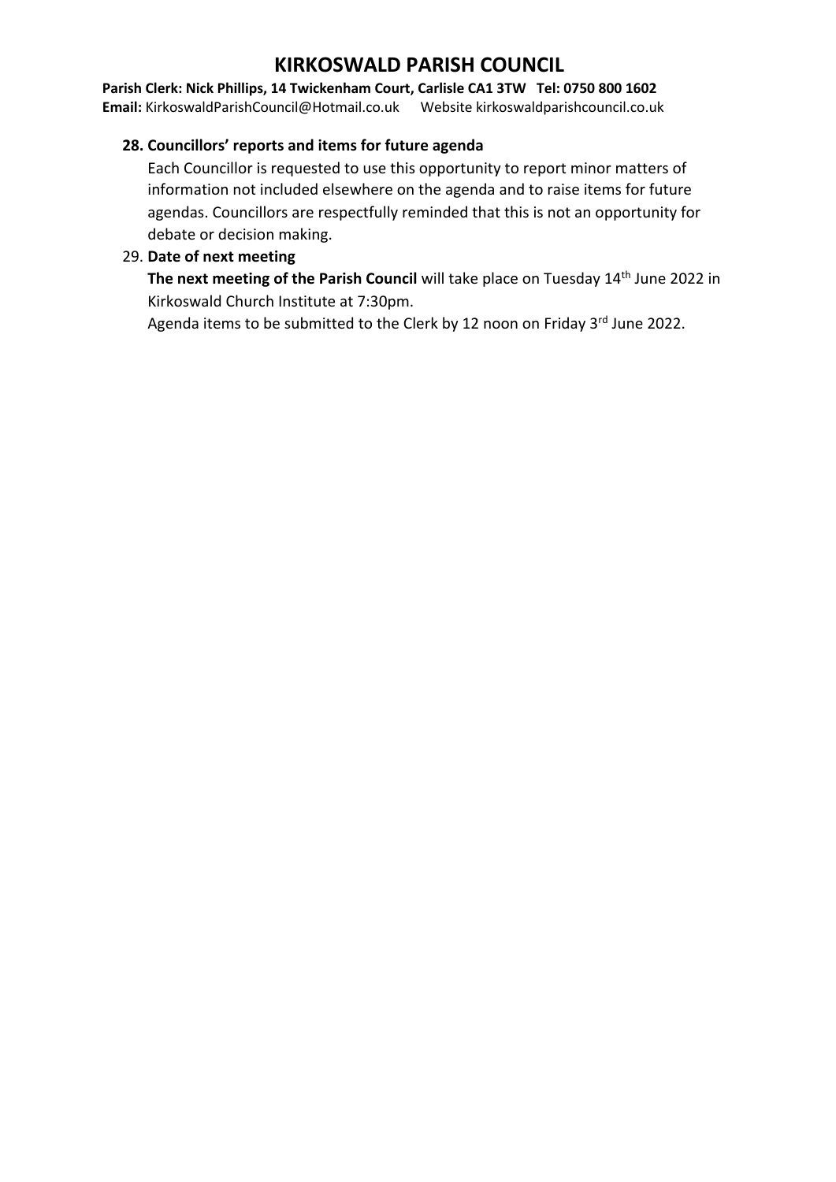# KIRKOSWALD PARISH COUNCIL

**Parish Clerk: Nick Phillips, 14 Twickenham Court, Carlisle CA1 3TW Tel: 0750 800 1602**
**Email:** KirkoswaldParishCouncil@Hotmail.co.uk Website kirkoswaldparishcouncil.co.uk

**28. Councillors' reports and items for future agenda**

Each Councillor is requested to use this opportunity to report minor matters of information not included elsewhere on the agenda and to raise items for future agendas. Councillors are respectfully reminded that this is not an opportunity for debate or decision making.

29. **Date of next meeting**

**The next meeting of the Parish Council** will take place on Tuesday 14th June 2022 in Kirkoswald Church Institute at 7:30pm.

Agenda items to be submitted to the Clerk by 12 noon on Friday 3rd June 2022.